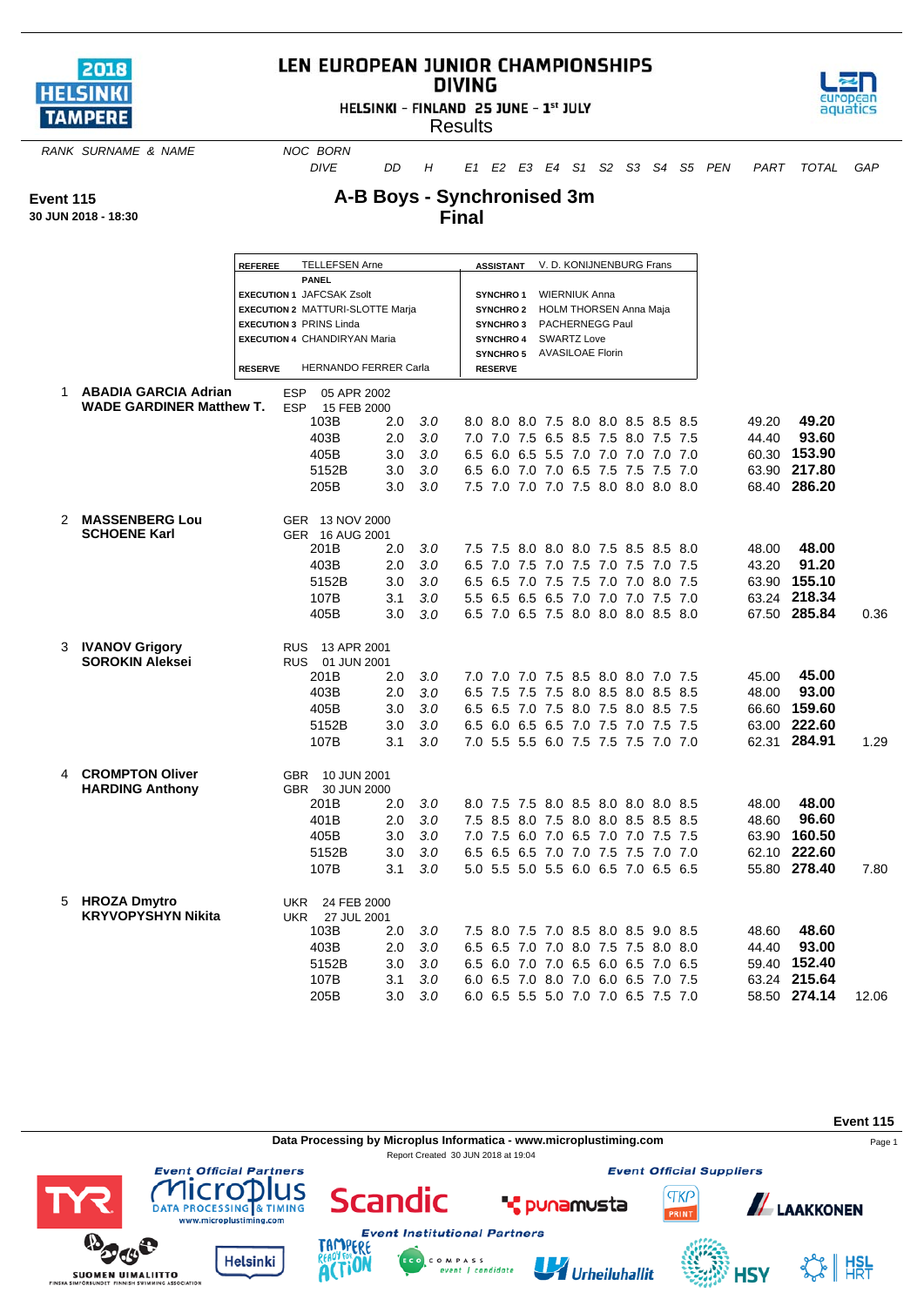# LEN EUROPEAN JUNIOR CHAMPIONSHIPS
## DIVING

HELSINKI - FINLAND 25 JUNE - 1st JULY

Results

**Event 115**
**30 JUN 2018 - 18:30**

## A-B Boys - Synchronised 3m
## Final

| | | | |
|---|---|---|---|
| **REFEREE** | TELLEFSEN Arne | **ASSISTANT** | V. D. KONIJNENBURG Frans |
| **PANEL** | | | |
| **EXECUTION 1** | JAFCSAK Zsolt | **SYNCHRO 1** | WIERNIUK Anna |
| **EXECUTION 2** | MATTURI-SLOTTE Marja | **SYNCHRO 2** | HOLM THORSEN Anna Maja |
| **EXECUTION 3** | PRINS Linda | **SYNCHRO 3** | PACHERNEGG Paul |
| **EXECUTION 4** | CHANDIRYAN Maria | **SYNCHRO 4** | SWARTZ Love |
| | | **SYNCHRO 5** | AVASILOAE Florin |
| **RESERVE** | HERNANDO FERRER Carla | **RESERVE** | |

| RANK | SURNAME & NAME | NOC | BORN | DIVE | DD | H | E1 | E2 | E3 | E4 | S1 | S2 | S3 | S4 | S5 | PEN | PART | TOTAL | GAP |
|---|---|---|---|---|---|---|---|---|---|---|---|---|---|---|---|---|---|---|---|
| 1 | **ABADIA GARCIA Adrian** | ESP | 05 APR 2002 | | | | | | | | | | | | | | | | |
| | **WADE GARDINER Matthew T.** | ESP | 15 FEB 2000 | | | | | | | | | | | | | | | | |
| | | | | 103B | 2.0 | 3.0 | 8.0 | 8.0 | 8.0 | 7.5 | 8.0 | 8.0 | 8.5 | 8.5 | 8.5 | | 49.20 | **49.20** | |
| | | | | 403B | 2.0 | 3.0 | 7.0 | 7.0 | 7.5 | 6.5 | 8.5 | 7.5 | 8.0 | 7.5 | 7.5 | | 44.40 | **93.60** | |
| | | | | 405B | 3.0 | 3.0 | 6.5 | 6.0 | 6.5 | 5.5 | 7.0 | 7.0 | 7.0 | 7.0 | 7.0 | | 60.30 | **153.90** | |
| | | | | 5152B | 3.0 | 3.0 | 6.5 | 6.0 | 7.0 | 7.0 | 6.5 | 7.5 | 7.5 | 7.5 | 7.0 | | 63.90 | **217.80** | |
| | | | | 205B | 3.0 | 3.0 | 7.5 | 7.0 | 7.0 | 7.0 | 7.5 | 8.0 | 8.0 | 8.0 | 8.0 | | 68.40 | **286.20** | |
| 2 | **MASSENBERG Lou** | GER | 13 NOV 2000 | | | | | | | | | | | | | | | | |
| | **SCHOENE Karl** | GER | 16 AUG 2001 | | | | | | | | | | | | | | | | |
| | | | | 201B | 2.0 | 3.0 | 7.5 | 7.5 | 8.0 | 8.0 | 8.0 | 7.5 | 8.5 | 8.5 | 8.0 | | 48.00 | **48.00** | |
| | | | | 403B | 2.0 | 3.0 | 6.5 | 7.0 | 7.5 | 7.0 | 7.5 | 7.0 | 7.5 | 7.0 | 7.5 | | 43.20 | **91.20** | |
| | | | | 5152B | 3.0 | 3.0 | 6.5 | 6.5 | 7.0 | 7.5 | 7.5 | 7.0 | 7.0 | 8.0 | 7.5 | | 63.90 | **155.10** | |
| | | | | 107B | 3.1 | 3.0 | 5.5 | 6.5 | 6.5 | 6.5 | 7.0 | 7.0 | 7.0 | 7.5 | 7.0 | | 63.24 | **218.34** | |
| | | | | 405B | 3.0 | 3.0 | 6.5 | 7.0 | 6.5 | 7.5 | 8.0 | 8.0 | 8.0 | 8.5 | 8.0 | | 67.50 | **285.84** | 0.36 |
| 3 | **IVANOV Grigory** | RUS | 13 APR 2001 | | | | | | | | | | | | | | | | |
| | **SOROKIN Aleksei** | RUS | 01 JUN 2001 | | | | | | | | | | | | | | | | |
| | | | | 201B | 2.0 | 3.0 | 7.0 | 7.0 | 7.0 | 7.5 | 8.5 | 8.0 | 8.0 | 7.0 | 7.5 | | 45.00 | **45.00** | |
| | | | | 403B | 2.0 | 3.0 | 6.5 | 7.5 | 7.5 | 7.5 | 8.0 | 8.5 | 8.0 | 8.5 | 8.5 | | 48.00 | **93.00** | |
| | | | | 405B | 3.0 | 3.0 | 6.5 | 6.5 | 7.0 | 7.5 | 8.0 | 7.5 | 8.0 | 8.5 | 7.5 | | 66.60 | **159.60** | |
| | | | | 5152B | 3.0 | 3.0 | 6.5 | 6.0 | 6.5 | 6.5 | 7.0 | 7.5 | 7.0 | 7.5 | 7.5 | | 63.00 | **222.60** | |
| | | | | 107B | 3.1 | 3.0 | 7.0 | 5.5 | 5.5 | 6.0 | 7.5 | 7.5 | 7.5 | 7.0 | 7.0 | | 62.31 | **284.91** | 1.29 |
| 4 | **CROMPTON Oliver** | GBR | 10 JUN 2001 | | | | | | | | | | | | | | | | |
| | **HARDING Anthony** | GBR | 30 JUN 2000 | | | | | | | | | | | | | | | | |
| | | | | 201B | 2.0 | 3.0 | 8.0 | 7.5 | 7.5 | 8.0 | 8.5 | 8.0 | 8.0 | 8.0 | 8.5 | | 48.00 | **48.00** | |
| | | | | 401B | 2.0 | 3.0 | 7.5 | 8.5 | 8.0 | 7.5 | 8.0 | 8.0 | 8.5 | 8.5 | 8.5 | | 48.60 | **96.60** | |
| | | | | 405B | 3.0 | 3.0 | 7.0 | 7.5 | 6.0 | 7.0 | 6.5 | 7.0 | 7.0 | 7.5 | 7.5 | | 63.90 | **160.50** | |
| | | | | 5152B | 3.0 | 3.0 | 6.5 | 6.5 | 6.5 | 7.0 | 7.0 | 7.5 | 7.5 | 7.0 | 7.0 | | 62.10 | **222.60** | |
| | | | | 107B | 3.1 | 3.0 | 5.0 | 5.5 | 5.0 | 5.5 | 6.0 | 6.5 | 7.0 | 6.5 | 6.5 | | 55.80 | **278.40** | 7.80 |
| 5 | **HROZA Dmytro** | UKR | 24 FEB 2000 | | | | | | | | | | | | | | | | |
| | **KRYVOPYSHYN Nikita** | UKR | 27 JUL 2001 | | | | | | | | | | | | | | | | |
| | | | | 103B | 2.0 | 3.0 | 7.5 | 8.0 | 7.5 | 7.0 | 8.5 | 8.0 | 8.5 | 9.0 | 8.5 | | 48.60 | **48.60** | |
| | | | | 403B | 2.0 | 3.0 | 6.5 | 6.5 | 7.0 | 7.0 | 8.0 | 7.5 | 7.5 | 8.0 | 8.0 | | 44.40 | **93.00** | |
| | | | | 5152B | 3.0 | 3.0 | 6.5 | 6.0 | 7.0 | 7.0 | 6.5 | 6.0 | 6.5 | 7.0 | 6.5 | | 59.40 | **152.40** | |
| | | | | 107B | 3.1 | 3.0 | 6.0 | 6.5 | 7.0 | 8.0 | 7.0 | 6.0 | 6.5 | 7.0 | 7.5 | | 63.24 | **215.64** | |
| | | | | 205B | 3.0 | 3.0 | 6.0 | 6.5 | 5.5 | 5.0 | 7.0 | 7.0 | 6.5 | 7.5 | 7.0 | | 58.50 | **274.14** | 12.06 |

Data Processing by Microplus Informatica - www.microplustiming.com
Report Created 30 JUN 2018 at 19:04

Event Official Partners — Event Official Suppliers — Event Institutional Partners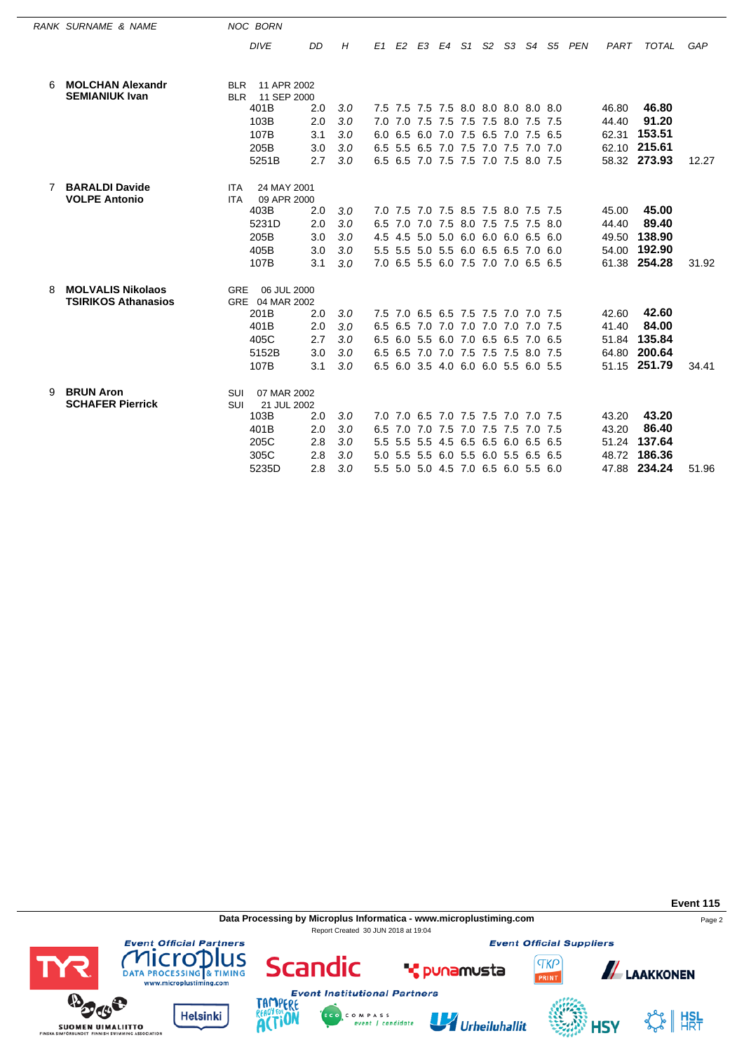| RANK | SURNAME & NAME | NOC | BORN | DD | H | E1 | E2 | E3 | E4 | S1 | S2 | S3 | S4 | S5 | PEN | PART | TOTAL | GAP |
|---|---|---|---|---|---|---|---|---|---|---|---|---|---|---|---|---|---|---|
| | | | DIVE | | | | | | | | | | | | | | | |
| 6 | **MOLCHAN Alexandr** | BLR | 11 APR 2002 | | | | | | | | | | | | | | | |
| | **SEMIANIUK Ivan** | BLR | 11 SEP 2000 | | | | | | | | | | | | | | | |
| | | | 401B | 2.0 | 3.0 | 7.5 | 7.5 | 7.5 | 7.5 | 8.0 | 8.0 | 8.0 | 8.0 | 8.0 | | 46.80 | **46.80** | |
| | | | 103B | 2.0 | 3.0 | 7.0 | 7.0 | 7.5 | 7.5 | 7.5 | 7.5 | 8.0 | 7.5 | 7.5 | | 44.40 | **91.20** | |
| | | | 107B | 3.1 | 3.0 | 6.0 | 6.5 | 6.0 | 7.0 | 7.5 | 6.5 | 7.0 | 7.5 | 6.5 | | 62.31 | **153.51** | |
| | | | 205B | 3.0 | 3.0 | 6.5 | 5.5 | 6.5 | 7.0 | 7.5 | 7.0 | 7.5 | 7.0 | 7.0 | | 62.10 | **215.61** | |
| | | | 5251B | 2.7 | 3.0 | 6.5 | 6.5 | 7.0 | 7.5 | 7.5 | 7.0 | 7.5 | 8.0 | 7.5 | | 58.32 | **273.93** | 12.27 |
| 7 | **BARALDI Davide** | ITA | 24 MAY 2001 | | | | | | | | | | | | | | | |
| | **VOLPE Antonio** | ITA | 09 APR 2000 | | | | | | | | | | | | | | | |
| | | | 403B | 2.0 | 3.0 | 7.0 | 7.5 | 7.0 | 7.5 | 8.5 | 7.5 | 8.0 | 7.5 | 7.5 | | 45.00 | **45.00** | |
| | | | 5231D | 2.0 | 3.0 | 6.5 | 7.0 | 7.0 | 7.5 | 8.0 | 7.5 | 7.5 | 7.5 | 8.0 | | 44.40 | **89.40** | |
| | | | 205B | 3.0 | 3.0 | 4.5 | 4.5 | 5.0 | 5.0 | 6.0 | 6.0 | 6.0 | 6.5 | 6.0 | | 49.50 | **138.90** | |
| | | | 405B | 3.0 | 3.0 | 5.5 | 5.5 | 5.0 | 5.5 | 6.0 | 6.5 | 6.5 | 7.0 | 6.0 | | 54.00 | **192.90** | |
| | | | 107B | 3.1 | 3.0 | 7.0 | 6.5 | 5.5 | 6.0 | 7.5 | 7.0 | 7.0 | 6.5 | 6.5 | | 61.38 | **254.28** | 31.92 |
| 8 | **MOLVALIS Nikolaos** | GRE | 06 JUL 2000 | | | | | | | | | | | | | | | |
| | **TSIRIKOS Athanasios** | GRE | 04 MAR 2002 | | | | | | | | | | | | | | | |
| | | | 201B | 2.0 | 3.0 | 7.5 | 7.0 | 6.5 | 6.5 | 7.5 | 7.5 | 7.0 | 7.0 | 7.5 | | 42.60 | **42.60** | |
| | | | 401B | 2.0 | 3.0 | 6.5 | 6.5 | 7.0 | 7.0 | 7.0 | 7.0 | 7.0 | 7.0 | 7.5 | | 41.40 | **84.00** | |
| | | | 405C | 2.7 | 3.0 | 6.5 | 6.0 | 5.5 | 6.0 | 7.0 | 6.5 | 6.5 | 7.0 | 6.5 | | 51.84 | **135.84** | |
| | | | 5152B | 3.0 | 3.0 | 6.5 | 6.5 | 7.0 | 7.0 | 7.5 | 7.5 | 7.5 | 8.0 | 7.5 | | 64.80 | **200.64** | |
| | | | 107B | 3.1 | 3.0 | 6.5 | 6.0 | 3.5 | 4.0 | 6.0 | 6.0 | 5.5 | 6.0 | 5.5 | | 51.15 | **251.79** | 34.41 |
| 9 | **BRUN Aron** | SUI | 07 MAR 2002 | | | | | | | | | | | | | | | |
| | **SCHAFER Pierrick** | SUI | 21 JUL 2002 | | | | | | | | | | | | | | | |
| | | | 103B | 2.0 | 3.0 | 7.0 | 7.0 | 6.5 | 7.0 | 7.5 | 7.5 | 7.0 | 7.0 | 7.5 | | 43.20 | **43.20** | |
| | | | 401B | 2.0 | 3.0 | 6.5 | 7.0 | 7.0 | 7.5 | 7.0 | 7.5 | 7.5 | 7.0 | 7.5 | | 43.20 | **86.40** | |
| | | | 205C | 2.8 | 3.0 | 5.5 | 5.5 | 5.5 | 4.5 | 6.5 | 6.5 | 6.0 | 6.5 | 6.5 | | 51.24 | **137.64** | |
| | | | 305C | 2.8 | 3.0 | 5.0 | 5.5 | 5.5 | 6.0 | 5.5 | 6.0 | 5.5 | 6.5 | 6.5 | | 48.72 | **186.36** | |
| | | | 5235D | 2.8 | 3.0 | 5.5 | 5.0 | 5.0 | 4.5 | 7.0 | 6.5 | 6.0 | 5.5 | 6.0 | | 47.88 | **234.24** | 51.96 |

**Event 115**

**Data Processing by Microplus Informatica - www.microplustiming.com**

Report Created 30 JUN 2018 at 19:04

Event Official Partners — Event Official Suppliers — Event Institutional Partners